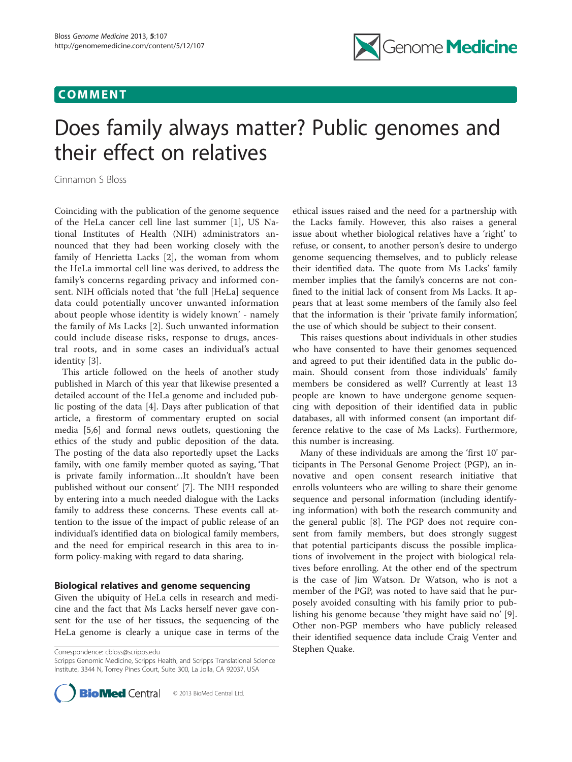COMMENT

# Does family always matter? Public genomes and their effect on relatives

Cinnamon S Bloss

Coinciding with the publication of the genome sequence of the HeLa cancer cell line last summer [1], US National Institutes of Health (NIH) administrators announced that they had been working closely with the family of Henrietta Lacks [2], the woman from whom the HeLa immortal cell line was derived, to address the family's concerns regarding privacy and informed consent. NIH officials noted that 'the full [HeLa] sequence data could potentially uncover unwanted information about people whose identity is widely known' - namely the family of Ms Lacks [2]. Such unwanted information could include disease risks, response to drugs, ancestral roots, and in some cases an individual's actual identity [3].

This article followed on the heels of another study published in March of this year that likewise presented a detailed account of the HeLa genome and included public posting of the data [4]. Days after publication of that article, a firestorm of commentary erupted on social media [5,6] and formal news outlets, questioning the ethics of the study and public deposition of the data. The posting of the data also reportedly upset the Lacks family, with one family member quoted as saying, 'That is private family information…It shouldn't have been published without our consent' [7]. The NIH responded by entering into a much needed dialogue with the Lacks family to address these concerns. These events call attention to the issue of the impact of public release of an individual's identified data on biological family members, and the need for empirical research in this area to inform policy-making with regard to data sharing.

## Biological relatives and genome sequencing

Given the ubiquity of HeLa cells in research and medicine and the fact that Ms Lacks herself never gave consent for the use of her tissues, the sequencing of the HeLa genome is clearly a unique case in terms of the ethical issues raised and the need for a partnership with the Lacks family. However, this also raises a general issue about whether biological relatives have a 'right' to refuse, or consent, to another person's desire to undergo genome sequencing themselves, and to publicly release their identified data. The quote from Ms Lacks' family member implies that the family's concerns are not confined to the initial lack of consent from Ms Lacks. It appears that at least some members of the family also feel that the information is their 'private family information', the use of which should be subject to their consent.

This raises questions about individuals in other studies who have consented to have their genomes sequenced and agreed to put their identified data in the public domain. Should consent from those individuals' family members be considered as well? Currently at least 13 people are known to have undergone genome sequencing with deposition of their identified data in public databases, all with informed consent (an important difference relative to the case of Ms Lacks). Furthermore, this number is increasing.

Many of these individuals are among the 'first 10' participants in The Personal Genome Project (PGP), an innovative and open consent research initiative that enrolls volunteers who are willing to share their genome sequence and personal information (including identifying information) with both the research community and the general public [8]. The PGP does not require consent from family members, but does strongly suggest that potential participants discuss the possible implications of involvement in the project with biological relatives before enrolling. At the other end of the spectrum is the case of Jim Watson. Dr Watson, who is not a member of the PGP, was noted to have said that he purposely avoided consulting with his family prior to publishing his genome because 'they might have said no' [9]. Other non-PGP members who have publicly released their identified sequence data include Craig Venter and Stephen Quake.

Correspondence: cbloss@scripps.edu
Scripps Genomic Medicine, Scripps Health, and Scripps Translational Science Institute, 3344 N, Torrey Pines Court, Suite 300, La Jolla, CA 92037, USA

© 2013 BioMed Central Ltd.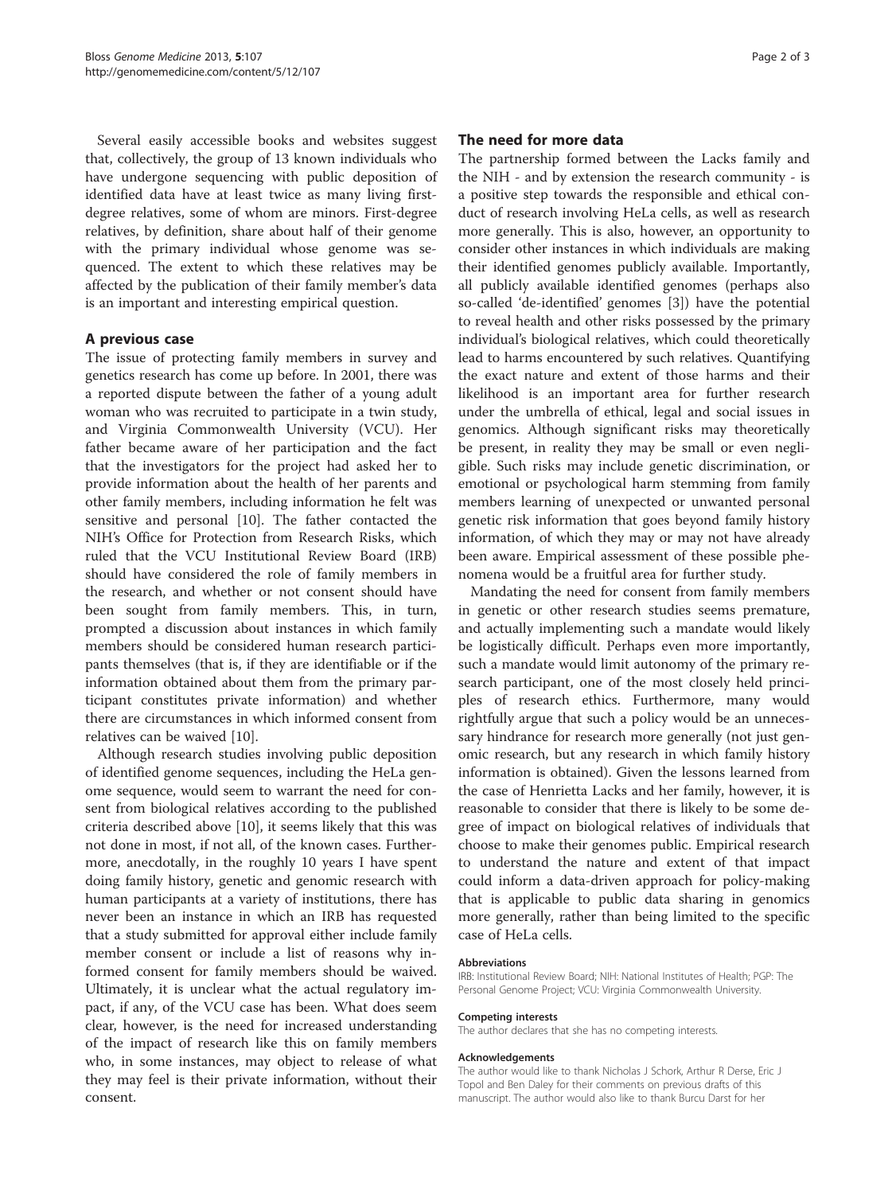Several easily accessible books and websites suggest that, collectively, the group of 13 known individuals who have undergone sequencing with public deposition of identified data have at least twice as many living first-degree relatives, some of whom are minors. First-degree relatives, by definition, share about half of their genome with the primary individual whose genome was sequenced. The extent to which these relatives may be affected by the publication of their family member's data is an important and interesting empirical question.

## A previous case

The issue of protecting family members in survey and genetics research has come up before. In 2001, there was a reported dispute between the father of a young adult woman who was recruited to participate in a twin study, and Virginia Commonwealth University (VCU). Her father became aware of her participation and the fact that the investigators for the project had asked her to provide information about the health of her parents and other family members, including information he felt was sensitive and personal [10]. The father contacted the NIH's Office for Protection from Research Risks, which ruled that the VCU Institutional Review Board (IRB) should have considered the role of family members in the research, and whether or not consent should have been sought from family members. This, in turn, prompted a discussion about instances in which family members should be considered human research participants themselves (that is, if they are identifiable or if the information obtained about them from the primary participant constitutes private information) and whether there are circumstances in which informed consent from relatives can be waived [10].

Although research studies involving public deposition of identified genome sequences, including the HeLa genome sequence, would seem to warrant the need for consent from biological relatives according to the published criteria described above [10], it seems likely that this was not done in most, if not all, of the known cases. Furthermore, anecdotally, in the roughly 10 years I have spent doing family history, genetic and genomic research with human participants at a variety of institutions, there has never been an instance in which an IRB has requested that a study submitted for approval either include family member consent or include a list of reasons why informed consent for family members should be waived. Ultimately, it is unclear what the actual regulatory impact, if any, of the VCU case has been. What does seem clear, however, is the need for increased understanding of the impact of research like this on family members who, in some instances, may object to release of what they may feel is their private information, without their consent.

## The need for more data

The partnership formed between the Lacks family and the NIH - and by extension the research community - is a positive step towards the responsible and ethical conduct of research involving HeLa cells, as well as research more generally. This is also, however, an opportunity to consider other instances in which individuals are making their identified genomes publicly available. Importantly, all publicly available identified genomes (perhaps also so-called 'de-identified' genomes [3]) have the potential to reveal health and other risks possessed by the primary individual's biological relatives, which could theoretically lead to harms encountered by such relatives. Quantifying the exact nature and extent of those harms and their likelihood is an important area for further research under the umbrella of ethical, legal and social issues in genomics. Although significant risks may theoretically be present, in reality they may be small or even negligible. Such risks may include genetic discrimination, or emotional or psychological harm stemming from family members learning of unexpected or unwanted personal genetic risk information that goes beyond family history information, of which they may or may not have already been aware. Empirical assessment of these possible phenomena would be a fruitful area for further study.

Mandating the need for consent from family members in genetic or other research studies seems premature, and actually implementing such a mandate would likely be logistically difficult. Perhaps even more importantly, such a mandate would limit autonomy of the primary research participant, one of the most closely held principles of research ethics. Furthermore, many would rightfully argue that such a policy would be an unnecessary hindrance for research more generally (not just genomic research, but any research in which family history information is obtained). Given the lessons learned from the case of Henrietta Lacks and her family, however, it is reasonable to consider that there is likely to be some degree of impact on biological relatives of individuals that choose to make their genomes public. Empirical research to understand the nature and extent of that impact could inform a data-driven approach for policy-making that is applicable to public data sharing in genomics more generally, rather than being limited to the specific case of HeLa cells.

#### Abbreviations

IRB: Institutional Review Board; NIH: National Institutes of Health; PGP: The Personal Genome Project; VCU: Virginia Commonwealth University.

#### Competing interests

The author declares that she has no competing interests.

#### Acknowledgements

The author would like to thank Nicholas J Schork, Arthur R Derse, Eric J Topol and Ben Daley for their comments on previous drafts of this manuscript. The author would also like to thank Burcu Darst for her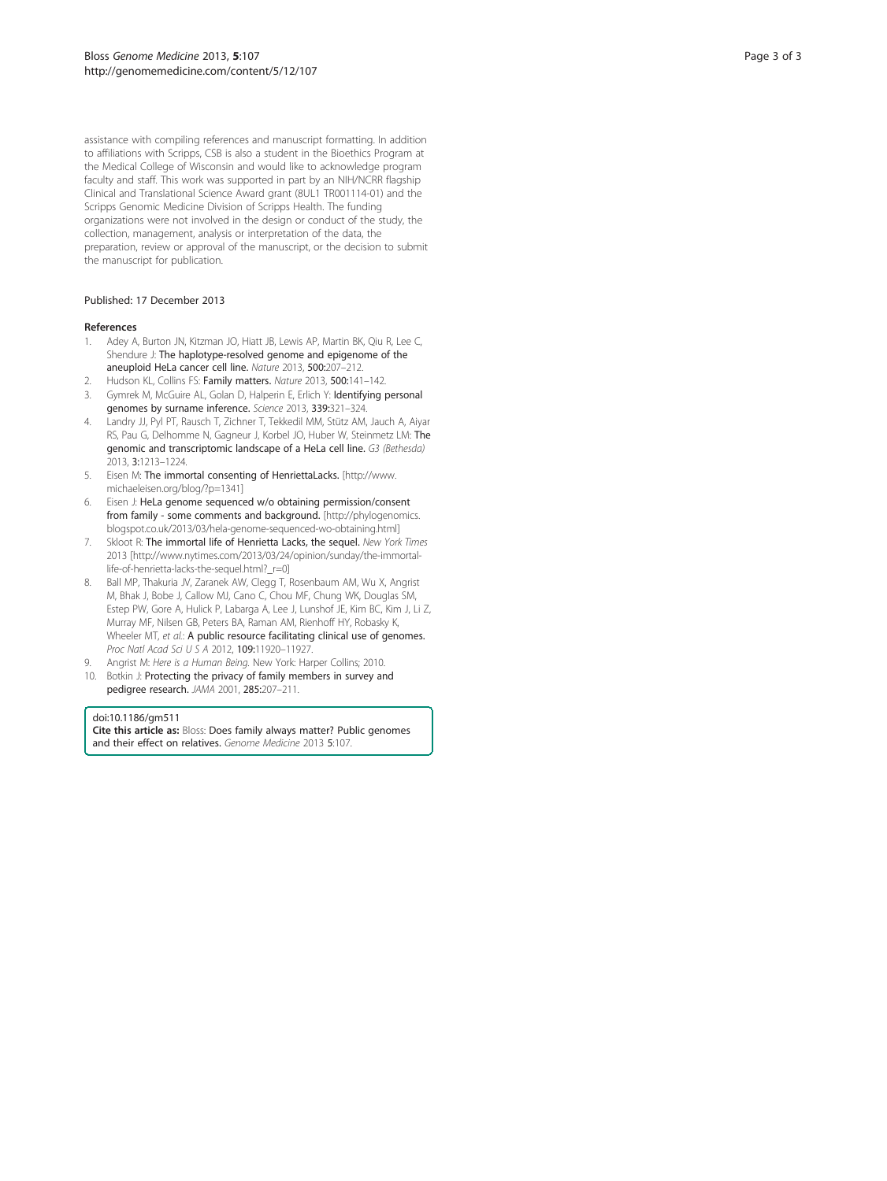assistance with compiling references and manuscript formatting. In addition to affiliations with Scripps, CSB is also a student in the Bioethics Program at the Medical College of Wisconsin and would like to acknowledge program faculty and staff. This work was supported in part by an NIH/NCRR flagship Clinical and Translational Science Award grant (8UL1 TR001114-01) and the Scripps Genomic Medicine Division of Scripps Health. The funding organizations were not involved in the design or conduct of the study, the collection, management, analysis or interpretation of the data, the preparation, review or approval of the manuscript, or the decision to submit the manuscript for publication.

Published: 17 December 2013

## References

1. Adey A, Burton JN, Kitzman JO, Hiatt JB, Lewis AP, Martin BK, Qiu R, Lee C, Shendure J: **The haplotype-resolved genome and epigenome of the aneuploid HeLa cancer cell line.** *Nature* 2013, **500:**207–212.
2. Hudson KL, Collins FS: **Family matters.** *Nature* 2013, **500:**141–142.
3. Gymrek M, McGuire AL, Golan D, Halperin E, Erlich Y: **Identifying personal genomes by surname inference.** *Science* 2013, **339:**321–324.
4. Landry JJ, Pyl PT, Rausch T, Zichner T, Tekkedil MM, Stütz AM, Jauch A, Aiyar RS, Pau G, Delhomme N, Gagneur J, Korbel JO, Huber W, Steinmetz LM: **The genomic and transcriptomic landscape of a HeLa cell line.** *G3 (Bethesda)* 2013, **3:**1213–1224.
5. Eisen M: **The immortal consenting of HenriettaLacks.** [http://www.michaeleisen.org/blog/?p=1341]
6. Eisen J: **HeLa genome sequenced w/o obtaining permission/consent from family - some comments and background.** [http://phylogenomics.blogspot.co.uk/2013/03/hela-genome-sequenced-wo-obtaining.html]
7. Skloot R: **The immortal life of Henrietta Lacks, the sequel.** *New York Times* 2013 [http://www.nytimes.com/2013/03/24/opinion/sunday/the-immortal-life-of-henrietta-lacks-the-sequel.html?_r=0]
8. Ball MP, Thakuria JV, Zaranek AW, Clegg T, Rosenbaum AM, Wu X, Angrist M, Bhak J, Bobe J, Callow MJ, Cano C, Chou MF, Chung WK, Douglas SM, Estep PW, Gore A, Hulick P, Labarga A, Lee J, Lunshof JE, Kim BC, Kim J, Li Z, Murray MF, Nilsen GB, Peters BA, Raman AM, Rienhoff HY, Robasky K, Wheeler MT, *et al.*: **A public resource facilitating clinical use of genomes.** *Proc Natl Acad Sci U S A* 2012, **109:**11920–11927.
9. Angrist M: *Here is a Human Being.* New York: Harper Collins; 2010.
10. Botkin J: **Protecting the privacy of family members in survey and pedigree research.** *JAMA* 2001, **285:**207–211.

doi:10.1186/gm511

**Cite this article as:** Bloss: Does family always matter? Public genomes and their effect on relatives. *Genome Medicine* 2013 **5**:107.